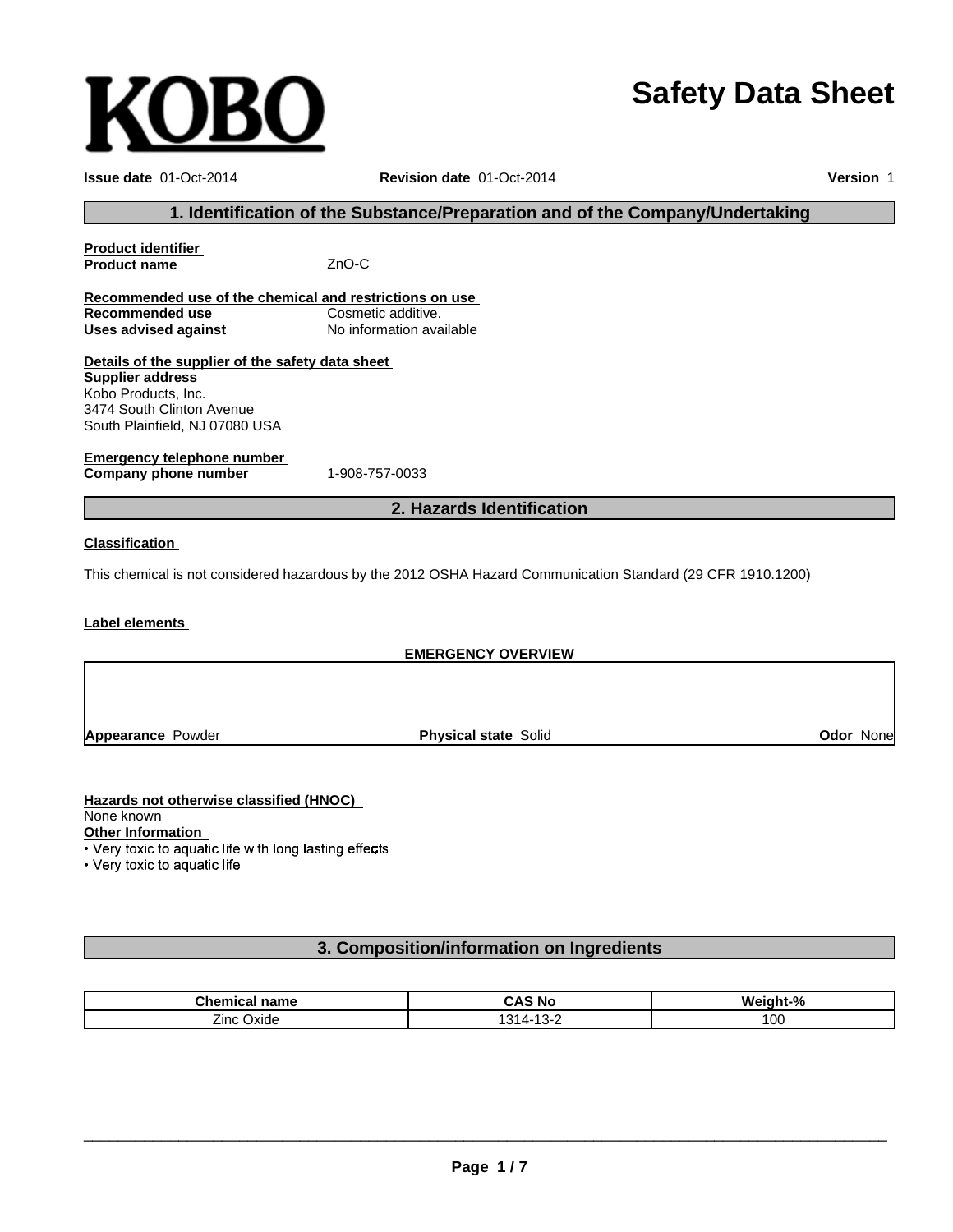KOBO

# Safety Data Sheet

**Issue date** 01-Oct-2014 **Revision date** 01-Oct-2014 **Version** 1

## 1. Identification of the Substance/Preparation and of the Company/Undertaking

**Product identifier**

**Product name** ZnO-C

**Recommended use of the chemical and restrictions on use**

**Recommended use** Cosmetic additive.

**Uses advised against** No information available

**Details of the supplier of the safety data sheet**

**Supplier address**
Kobo Products, Inc.
3474 South Clinton Avenue
South Plainfield, NJ 07080 USA

**Emergency telephone number**

**Company phone number** 1-908-757-0033

## 2. Hazards Identification

**Classification**

This chemical is not considered hazardous by the 2012 OSHA Hazard Communication Standard (29 CFR 1910.1200)

**Label elements**

**EMERGENCY OVERVIEW**

**Appearance** Powder **Physical state** Solid **Odor** None

**Hazards not otherwise classified (HNOC)**
None known

**Other Information**
- Very toxic to aquatic life with long lasting effects
- Very toxic to aquatic life

## 3. Composition/information on Ingredients

| Chemical name | CAS No | Weight-% |
| --- | --- | --- |
| Zinc Oxide | 1314-13-2 | 100 |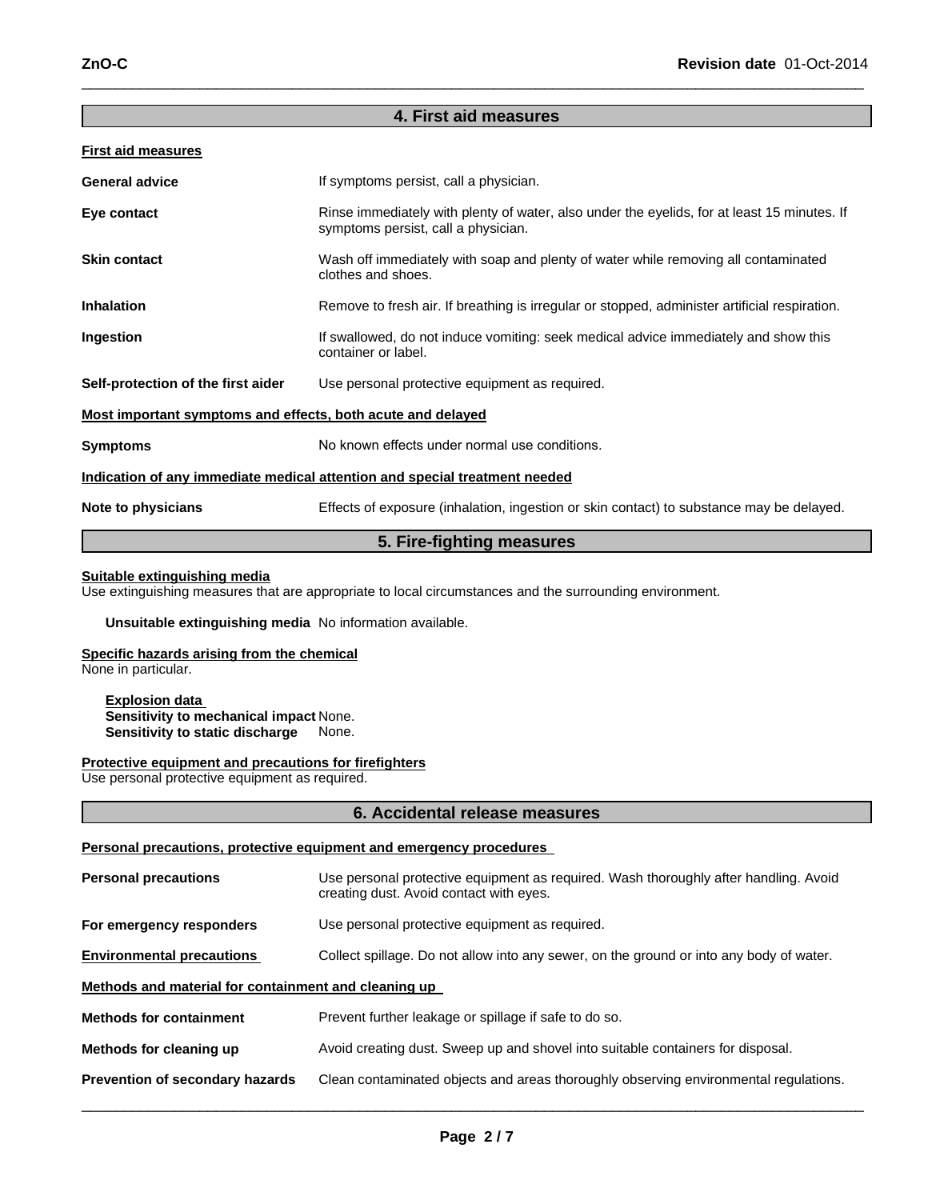## 4. First aid measures

### First aid measures

| | |
|---|---|
| **General advice** | If symptoms persist, call a physician. |
| **Eye contact** | Rinse immediately with plenty of water, also under the eyelids, for at least 15 minutes. If symptoms persist, call a physician. |
| **Skin contact** | Wash off immediately with soap and plenty of water while removing all contaminated clothes and shoes. |
| **Inhalation** | Remove to fresh air. If breathing is irregular or stopped, administer artificial respiration. |
| **Ingestion** | If swallowed, do not induce vomiting: seek medical advice immediately and show this container or label. |
| **Self-protection of the first aider** | Use personal protective equipment as required. |

### Most important symptoms and effects, both acute and delayed

| | |
|---|---|
| **Symptoms** | No known effects under normal use conditions. |

### Indication of any immediate medical attention and special treatment needed

| | |
|---|---|
| **Note to physicians** | Effects of exposure (inhalation, ingestion or skin contact) to substance may be delayed. |

## 5. Fire-fighting measures

### Suitable extinguishing media

Use extinguishing measures that are appropriate to local circumstances and the surrounding environment.

**Unsuitable extinguishing media** No information available.

### Specific hazards arising from the chemical

None in particular.

**Explosion data**
**Sensitivity to mechanical impact** None.
**Sensitivity to static discharge** None.

### Protective equipment and precautions for firefighters

Use personal protective equipment as required.

## 6. Accidental release measures

### Personal precautions, protective equipment and emergency procedures

| | |
|---|---|
| **Personal precautions** | Use personal protective equipment as required. Wash thoroughly after handling. Avoid creating dust. Avoid contact with eyes. |
| **For emergency responders** | Use personal protective equipment as required. |
| **Environmental precautions** | Collect spillage. Do not allow into any sewer, on the ground or into any body of water. |

### Methods and material for containment and cleaning up

| | |
|---|---|
| **Methods for containment** | Prevent further leakage or spillage if safe to do so. |
| **Methods for cleaning up** | Avoid creating dust. Sweep up and shovel into suitable containers for disposal. |
| **Prevention of secondary hazards** | Clean contaminated objects and areas thoroughly observing environmental regulations. |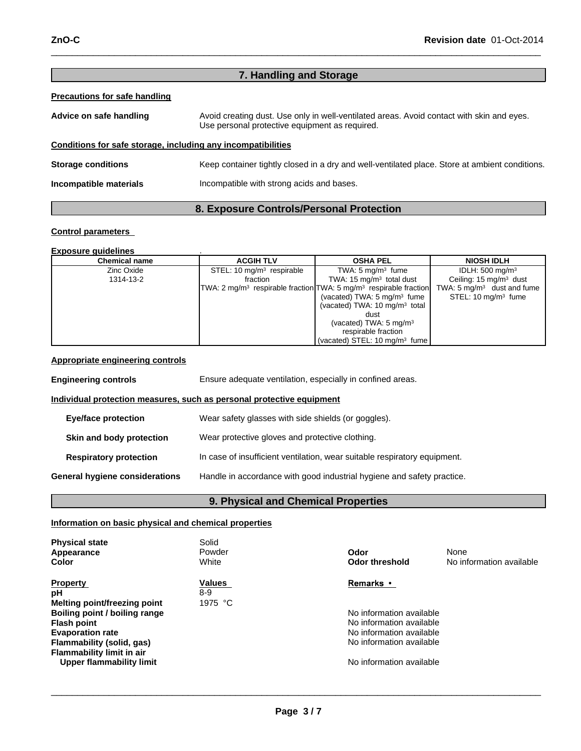## 7. Handling and Storage

**Precautions for safe handling**

**Advice on safe handling** Avoid creating dust. Use only in well-ventilated areas. Avoid contact with skin and eyes. Use personal protective equipment as required.

**Conditions for safe storage, including any incompatibilities**

**Storage conditions** Keep container tightly closed in a dry and well-ventilated place. Store at ambient conditions.

**Incompatible materials** Incompatible with strong acids and bases.

## 8. Exposure Controls/Personal Protection

**Control parameters**

**Exposure guidelines** .

| Chemical name | ACGIH TLV | OSHA PEL | NIOSH IDLH |
|---|---|---|---|
| Zinc Oxide<br>1314-13-2 | STEL: 10 mg/m$^3$ respirable fraction<br>TWA: 2 mg/m$^3$ respirable fraction | TWA: 5 mg/m$^3$ fume<br>TWA: 15 mg/m$^3$ total dust<br>TWA: 5 mg/m$^3$ respirable fraction<br>(vacated) TWA: 5 mg/m$^3$ fume<br>(vacated) TWA: 10 mg/m$^3$ total dust<br>(vacated) TWA: 5 mg/m$^3$ respirable fraction<br>(vacated) STEL: 10 mg/m$^3$ fume | IDLH: 500 mg/m$^3$<br>Ceiling: 15 mg/m$^3$ dust<br>TWA: 5 mg/m$^3$ dust and fume<br>STEL: 10 mg/m$^3$ fume |

**Appropriate engineering controls**

**Engineering controls** Ensure adequate ventilation, especially in confined areas.

**Individual protection measures, such as personal protective equipment**

**Eye/face protection** Wear safety glasses with side shields (or goggles).

**Skin and body protection** Wear protective gloves and protective clothing.

**Respiratory protection** In case of insufficient ventilation, wear suitable respiratory equipment.

**General hygiene considerations** Handle in accordance with good industrial hygiene and safety practice.

## 9. Physical and Chemical Properties

**Information on basic physical and chemical properties**

| | | | |
|---|---|---|---|
| **Physical state** | Solid | | |
| **Appearance** | Powder | **Odor** | None |
| **Color** | White | **Odor threshold** | No information available |

| Property | Values | Remarks • |
|---|---|---|
| **pH** | 8-9 | |
| **Melting point/freezing point** | 1975 °C | |
| **Boiling point / boiling range** | | No information available |
| **Flash point** | | No information available |
| **Evaporation rate** | | No information available |
| **Flammability (solid, gas)** | | No information available |
| **Flammability limit in air** | | |
| **Upper flammability limit** | | No information available |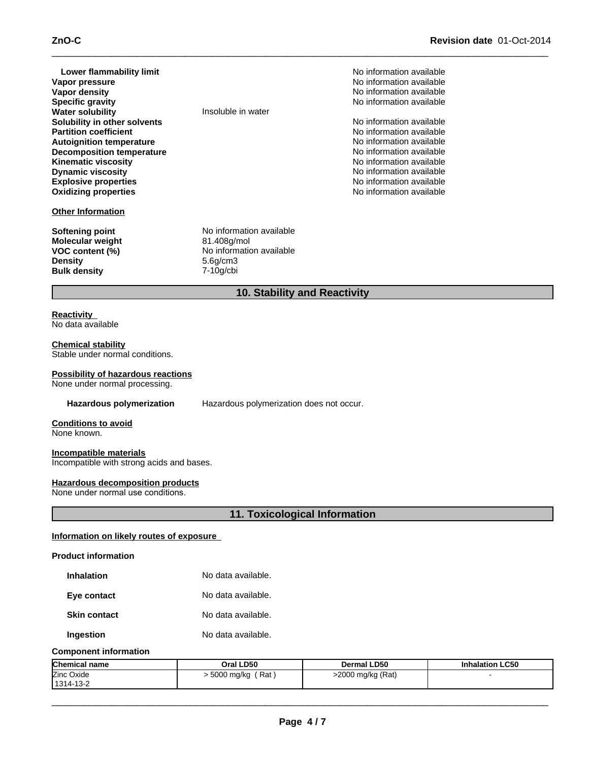| Property | Value | |
|---|---|---|
| **Lower flammability limit** | | No information available |
| **Vapor pressure** | | No information available |
| **Vapor density** | | No information available |
| **Specific gravity** | | No information available |
| **Water solubility** | Insoluble in water | |
| **Solubility in other solvents** | | No information available |
| **Partition coefficient** | | No information available |
| **Autoignition temperature** | | No information available |
| **Decomposition temperature** | | No information available |
| **Kinematic viscosity** | | No information available |
| **Dynamic viscosity** | | No information available |
| **Explosive properties** | | No information available |
| **Oxidizing properties** | | No information available |

**Other Information**

| Property | Value |
|---|---|
| **Softening point** | No information available |
| **Molecular weight** | 81.408g/mol |
| **VOC content (%)** | No information available |
| **Density** | 5.6g/cm3 |
| **Bulk density** | 7-10g/cbi |

## 10. Stability and Reactivity

**Reactivity**
No data available

**Chemical stability**
Stable under normal conditions.

**Possibility of hazardous reactions**
None under normal processing.

**Hazardous polymerization** Hazardous polymerization does not occur.

**Conditions to avoid**
None known.

**Incompatible materials**
Incompatible with strong acids and bases.

**Hazardous decomposition products**
None under normal use conditions.

## 11. Toxicological Information

**Information on likely routes of exposure**

**Product information**

| Route | Data |
|---|---|
| **Inhalation** | No data available. |
| **Eye contact** | No data available. |
| **Skin contact** | No data available. |
| **Ingestion** | No data available. |

**Component information**

| Chemical name | Oral LD50 | Dermal LD50 | Inhalation LC50 |
|---|---|---|---|
| Zinc Oxide<br>1314-13-2 | > 5000 mg/kg ( Rat ) | >2000 mg/kg (Rat) | - |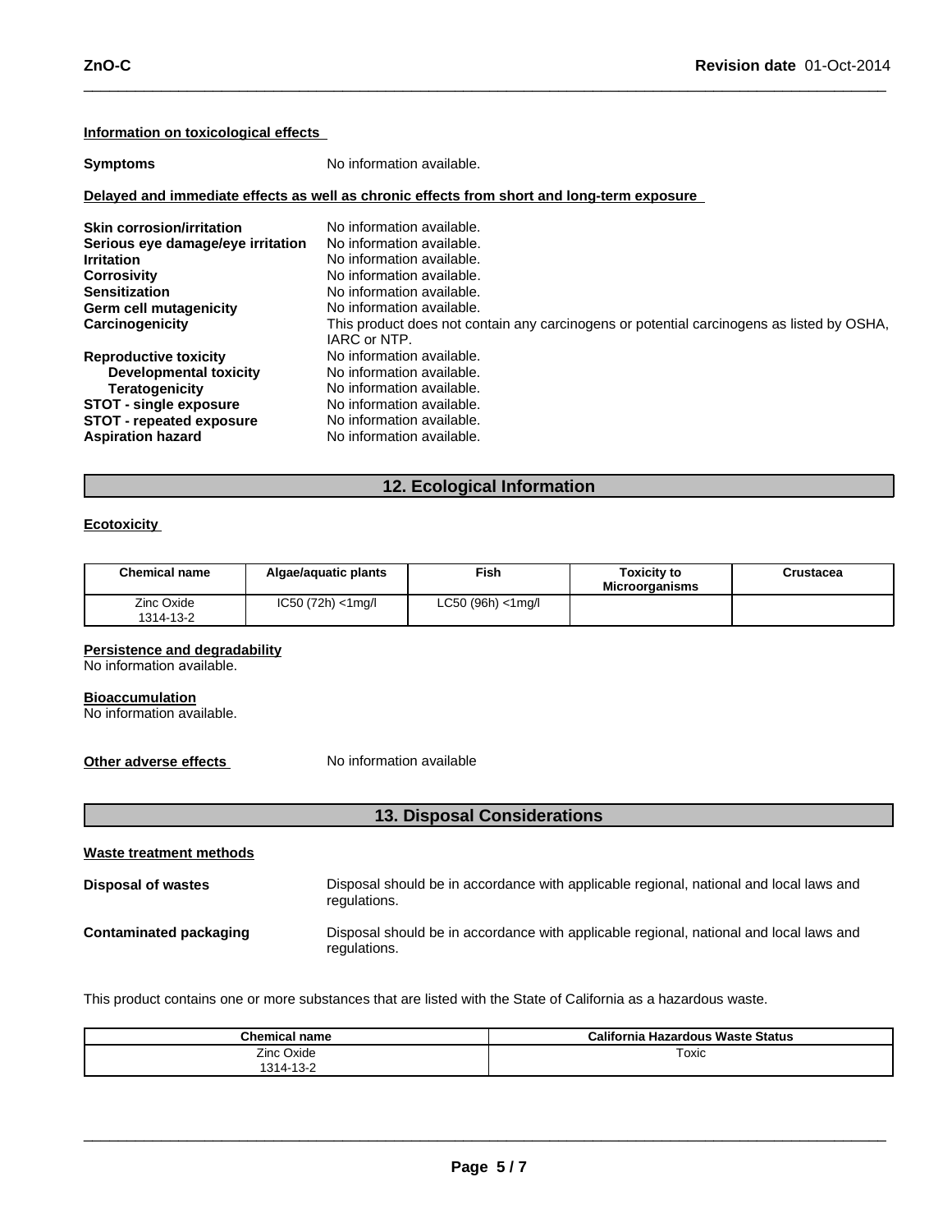**Information on toxicological effects**

**Symptoms** No information available.

**Delayed and immediate effects as well as chronic effects from short and long-term exposure**

**Skin corrosion/irritation** No information available.
**Serious eye damage/eye irritation** No information available.
**Irritation** No information available.
**Corrosivity** No information available.
**Sensitization** No information available.
**Germ cell mutagenicity** No information available.
**Carcinogenicity** This product does not contain any carcinogens or potential carcinogens as listed by OSHA, IARC or NTP.
**Reproductive toxicity** No information available.
**Developmental toxicity** No information available.
**Teratogenicity** No information available.
**STOT - single exposure** No information available.
**STOT - repeated exposure** No information available.
**Aspiration hazard** No information available.

## 12. Ecological Information

**Ecotoxicity**

| Chemical name | Algae/aquatic plants | Fish | Toxicity to Microorganisms | Crustacea |
|---|---|---|---|---|
| Zinc Oxide 1314-13-2 | IC50 (72h) <1mg/l | LC50 (96h) <1mg/l | | |

**Persistence and degradability**
No information available.

**Bioaccumulation**
No information available.

**Other adverse effects** No information available

## 13. Disposal Considerations

**Waste treatment methods**

**Disposal of wastes** Disposal should be in accordance with applicable regional, national and local laws and regulations.

**Contaminated packaging** Disposal should be in accordance with applicable regional, national and local laws and regulations.

This product contains one or more substances that are listed with the State of California as a hazardous waste.

| Chemical name | California Hazardous Waste Status |
|---|---|
| Zinc Oxide 1314-13-2 | Toxic |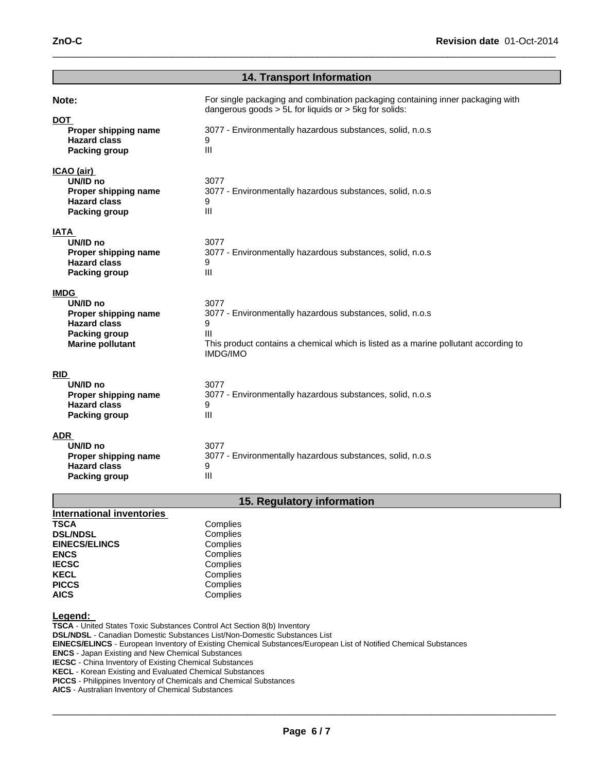## 14. Transport Information

**Note:** For single packaging and combination packaging containing inner packaging with dangerous goods > 5L for liquids or > 5kg for solids:

**DOT**

| | |
|---|---|
| **Proper shipping name** | 3077 - Environmentally hazardous substances, solid, n.o.s |
| **Hazard class** | 9 |
| **Packing group** | III |

**ICAO (air)**

| | |
|---|---|
| **UN/ID no** | 3077 |
| **Proper shipping name** | 3077 - Environmentally hazardous substances, solid, n.o.s |
| **Hazard class** | 9 |
| **Packing group** | III |

**IATA**

| | |
|---|---|
| **UN/ID no** | 3077 |
| **Proper shipping name** | 3077 - Environmentally hazardous substances, solid, n.o.s |
| **Hazard class** | 9 |
| **Packing group** | III |

**IMDG**

| | |
|---|---|
| **UN/ID no** | 3077 |
| **Proper shipping name** | 3077 - Environmentally hazardous substances, solid, n.o.s |
| **Hazard class** | 9 |
| **Packing group** | III |
| **Marine pollutant** | This product contains a chemical which is listed as a marine pollutant according to IMDG/IMO |

**RID**

| | |
|---|---|
| **UN/ID no** | 3077 |
| **Proper shipping name** | 3077 - Environmentally hazardous substances, solid, n.o.s |
| **Hazard class** | 9 |
| **Packing group** | III |

**ADR**

| | |
|---|---|
| **UN/ID no** | 3077 |
| **Proper shipping name** | 3077 - Environmentally hazardous substances, solid, n.o.s |
| **Hazard class** | 9 |
| **Packing group** | III |

## 15. Regulatory information

**International inventories**

| | |
|---|---|
| **TSCA** | Complies |
| **DSL/NDSL** | Complies |
| **EINECS/ELINCS** | Complies |
| **ENCS** | Complies |
| **IECSC** | Complies |
| **KECL** | Complies |
| **PICCS** | Complies |
| **AICS** | Complies |

**Legend:**

**TSCA** - United States Toxic Substances Control Act Section 8(b) Inventory
**DSL/NDSL** - Canadian Domestic Substances List/Non-Domestic Substances List
**EINECS/ELINCS** - European Inventory of Existing Chemical Substances/European List of Notified Chemical Substances
**ENCS** - Japan Existing and New Chemical Substances
**IECSC** - China Inventory of Existing Chemical Substances
**KECL** - Korean Existing and Evaluated Chemical Substances
**PICCS** - Philippines Inventory of Chemicals and Chemical Substances
**AICS** - Australian Inventory of Chemical Substances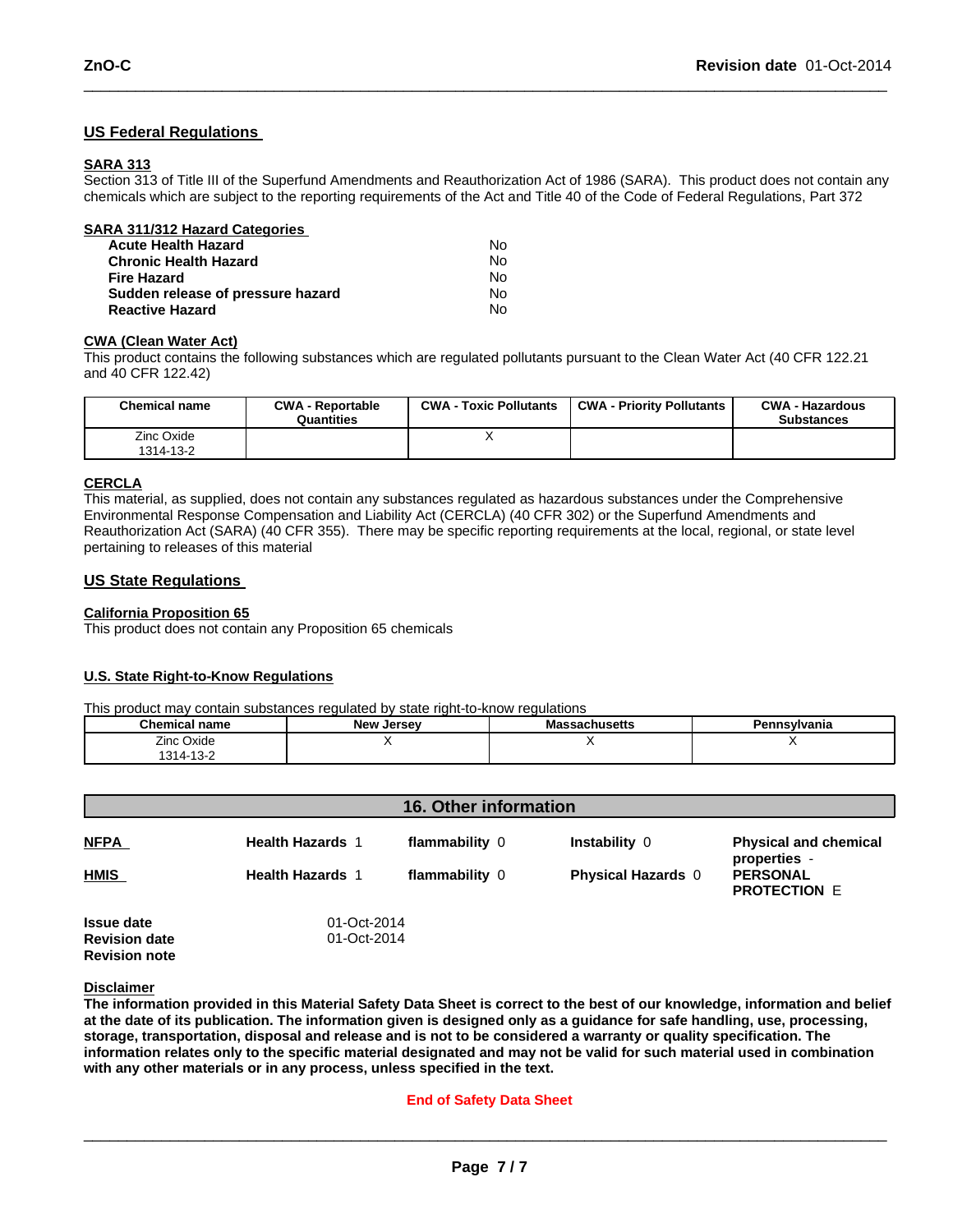## US Federal Regulations

### SARA 313

Section 313 of Title III of the Superfund Amendments and Reauthorization Act of 1986 (SARA). This product does not contain any chemicals which are subject to the reporting requirements of the Act and Title 40 of the Code of Federal Regulations, Part 372

### SARA 311/312 Hazard Categories

| | |
|---|---|
| **Acute Health Hazard** | No |
| **Chronic Health Hazard** | No |
| **Fire Hazard** | No |
| **Sudden release of pressure hazard** | No |
| **Reactive Hazard** | No |

### CWA (Clean Water Act)

This product contains the following substances which are regulated pollutants pursuant to the Clean Water Act (40 CFR 122.21 and 40 CFR 122.42)

| Chemical name | CWA - Reportable Quantities | CWA - Toxic Pollutants | CWA - Priority Pollutants | CWA - Hazardous Substances |
|---|---|---|---|---|
| Zinc Oxide 1314-13-2 | | X | | |

### CERCLA

This material, as supplied, does not contain any substances regulated as hazardous substances under the Comprehensive Environmental Response Compensation and Liability Act (CERCLA) (40 CFR 302) or the Superfund Amendments and Reauthorization Act (SARA) (40 CFR 355). There may be specific reporting requirements at the local, regional, or state level pertaining to releases of this material

## US State Regulations

### California Proposition 65

This product does not contain any Proposition 65 chemicals

### U.S. State Right-to-Know Regulations

This product may contain substances regulated by state right-to-know regulations

| Chemical name | New Jersey | Massachusetts | Pennsylvania |
|---|---|---|---|
| Zinc Oxide 1314-13-2 | X | X | X |

## 16. Other information

| | | | | |
|---|---|---|---|---|
| **NFPA** | **Health Hazards** 1 | **flammability** 0 | **Instability** 0 | **Physical and chemical properties** - |
| **HMIS** | **Health Hazards** 1 | **flammability** 0 | **Physical Hazards** 0 | **PERSONAL PROTECTION** E |

| | |
|---|---|
| **Issue date** | 01-Oct-2014 |
| **Revision date** | 01-Oct-2014 |
| **Revision note** | |

### Disclaimer

**The information provided in this Material Safety Data Sheet is correct to the best of our knowledge, information and belief at the date of its publication. The information given is designed only as a guidance for safe handling, use, processing, storage, transportation, disposal and release and is not to be considered a warranty or quality specification. The information relates only to the specific material designated and may not be valid for such material used in combination with any other materials or in any process, unless specified in the text.**

**End of Safety Data Sheet**